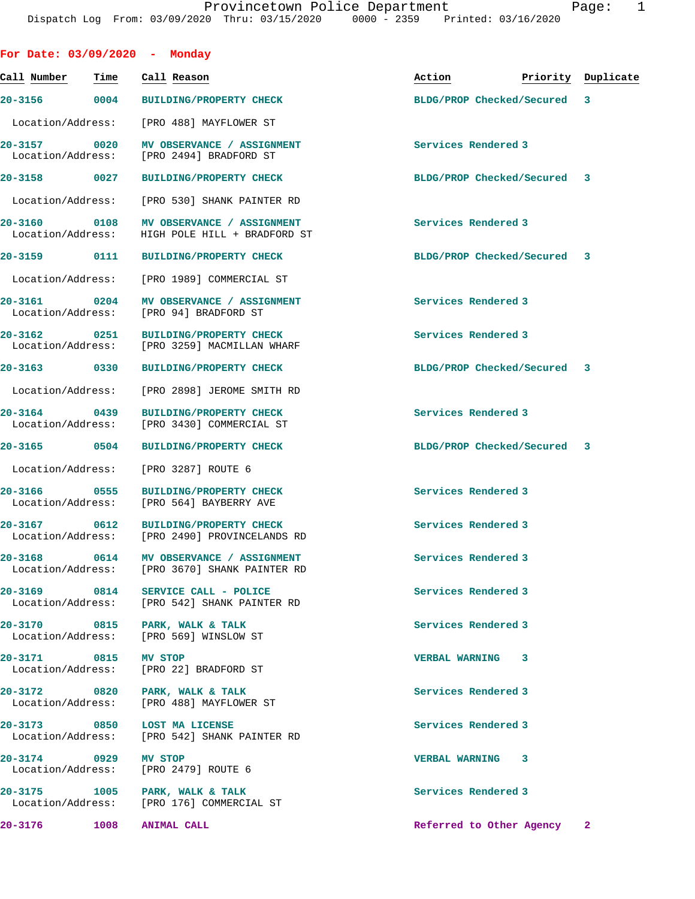Provincetown Police Department

Dispatch Log From: 03/09/2020 Thru: 03/15/2020 0000 - 2359 Printed: 03/16/2020

## For Date: 03/09/2020 - Monday

| Call Number | Time | Call Reason | Action | Priority | Duplicate |
|---|---|---|---|---|---|
| 20-3156 | 0004 | BUILDING/PROPERTY CHECK | BLDG/PROP Checked/Secured | 3 | |
| | | Location/Address: [PRO 488] MAYFLOWER ST | | | |
| 20-3157 | 0020 | MV OBSERVANCE / ASSIGNMENT | Services Rendered | 3 | |
| | | Location/Address: [PRO 2494] BRADFORD ST | | | |
| 20-3158 | 0027 | BUILDING/PROPERTY CHECK | BLDG/PROP Checked/Secured | 3 | |
| | | Location/Address: [PRO 530] SHANK PAINTER RD | | | |
| 20-3160 | 0108 | MV OBSERVANCE / ASSIGNMENT | Services Rendered | 3 | |
| | | Location/Address: HIGH POLE HILL + BRADFORD ST | | | |
| 20-3159 | 0111 | BUILDING/PROPERTY CHECK | BLDG/PROP Checked/Secured | 3 | |
| | | Location/Address: [PRO 1989] COMMERCIAL ST | | | |
| 20-3161 | 0204 | MV OBSERVANCE / ASSIGNMENT | Services Rendered | 3 | |
| | | Location/Address: [PRO 94] BRADFORD ST | | | |
| 20-3162 | 0251 | BUILDING/PROPERTY CHECK | Services Rendered | 3 | |
| | | Location/Address: [PRO 3259] MACMILLAN WHARF | | | |
| 20-3163 | 0330 | BUILDING/PROPERTY CHECK | BLDG/PROP Checked/Secured | 3 | |
| | | Location/Address: [PRO 2898] JEROME SMITH RD | | | |
| 20-3164 | 0439 | BUILDING/PROPERTY CHECK | Services Rendered | 3 | |
| | | Location/Address: [PRO 3430] COMMERCIAL ST | | | |
| 20-3165 | 0504 | BUILDING/PROPERTY CHECK | BLDG/PROP Checked/Secured | 3 | |
| | | Location/Address: [PRO 3287] ROUTE 6 | | | |
| 20-3166 | 0555 | BUILDING/PROPERTY CHECK | Services Rendered | 3 | |
| | | Location/Address: [PRO 564] BAYBERRY AVE | | | |
| 20-3167 | 0612 | BUILDING/PROPERTY CHECK | Services Rendered | 3 | |
| | | Location/Address: [PRO 2490] PROVINCELANDS RD | | | |
| 20-3168 | 0614 | MV OBSERVANCE / ASSIGNMENT | Services Rendered | 3 | |
| | | Location/Address: [PRO 3670] SHANK PAINTER RD | | | |
| 20-3169 | 0814 | SERVICE CALL - POLICE | Services Rendered | 3 | |
| | | Location/Address: [PRO 542] SHANK PAINTER RD | | | |
| 20-3170 | 0815 | PARK, WALK & TALK | Services Rendered | 3 | |
| | | Location/Address: [PRO 569] WINSLOW ST | | | |
| 20-3171 | 0815 | MV STOP | VERBAL WARNING | 3 | |
| | | Location/Address: [PRO 22] BRADFORD ST | | | |
| 20-3172 | 0820 | PARK, WALK & TALK | Services Rendered | 3 | |
| | | Location/Address: [PRO 488] MAYFLOWER ST | | | |
| 20-3173 | 0850 | LOST MA LICENSE | Services Rendered | 3 | |
| | | Location/Address: [PRO 542] SHANK PAINTER RD | | | |
| 20-3174 | 0929 | MV STOP | VERBAL WARNING | 3 | |
| | | Location/Address: [PRO 2479] ROUTE 6 | | | |
| 20-3175 | 1005 | PARK, WALK & TALK | Services Rendered | 3 | |
| | | Location/Address: [PRO 176] COMMERCIAL ST | | | |
| 20-3176 | 1008 | ANIMAL CALL | Referred to Other Agency | 2 | |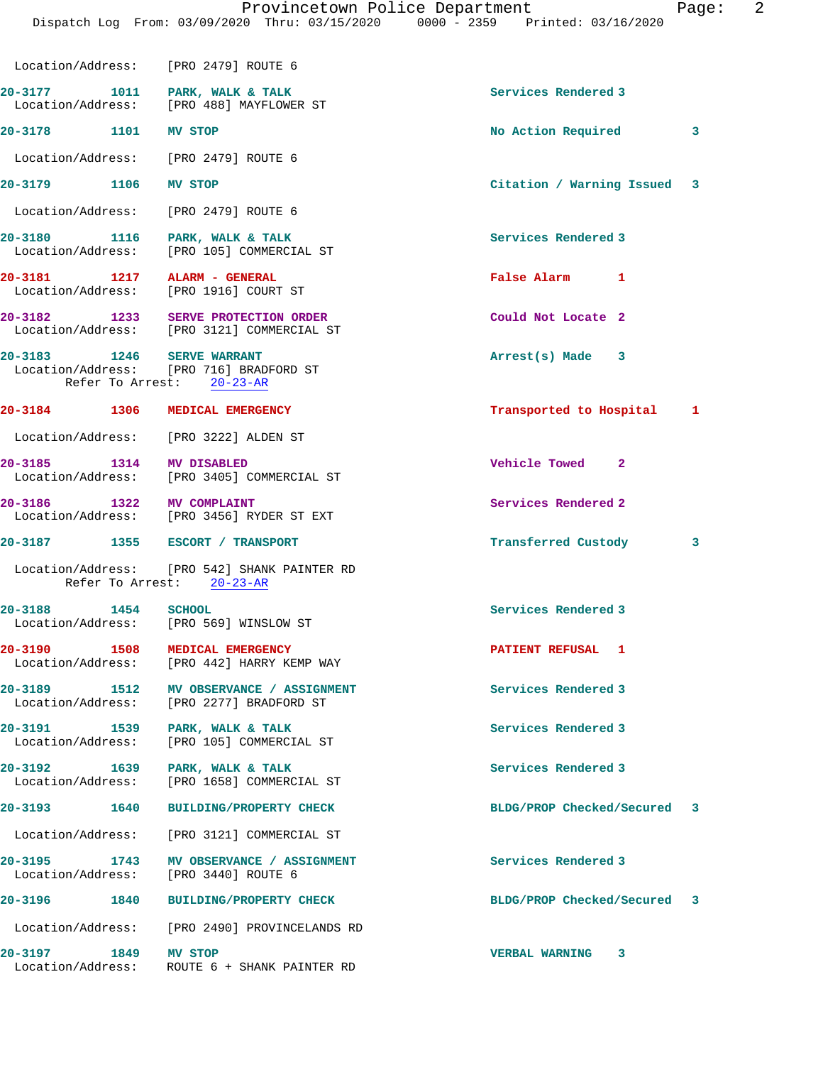Location/Address: [PRO 2479] ROUTE 6

| Call Number | Time | Call Reason | Action | Priority |
|---|---|---|---|---|
| 20-3177 | 1011 | PARK, WALK & TALK | Services Rendered | 3 |

Location/Address: [PRO 488] MAYFLOWER ST

| Call Number | Time | Call Reason | Action | Priority |
|---|---|---|---|---|
| 20-3178 | 1101 | MV STOP | No Action Required | 3 |

Location/Address: [PRO 2479] ROUTE 6

| Call Number | Time | Call Reason | Action | Priority |
|---|---|---|---|---|
| 20-3179 | 1106 | MV STOP | Citation / Warning Issued | 3 |

Location/Address: [PRO 2479] ROUTE 6

| Call Number | Time | Call Reason | Action | Priority |
|---|---|---|---|---|
| 20-3180 | 1116 | PARK, WALK & TALK | Services Rendered | 3 |

Location/Address: [PRO 105] COMMERCIAL ST

| Call Number | Time | Call Reason | Action | Priority |
|---|---|---|---|---|
| 20-3181 | 1217 | ALARM - GENERAL | False Alarm | 1 |

Location/Address: [PRO 1916] COURT ST

| Call Number | Time | Call Reason | Action | Priority |
|---|---|---|---|---|
| 20-3182 | 1233 | SERVE PROTECTION ORDER | Could Not Locate | 2 |

Location/Address: [PRO 3121] COMMERCIAL ST

| Call Number | Time | Call Reason | Action | Priority |
|---|---|---|---|---|
| 20-3183 | 1246 | SERVE WARRANT | Arrest(s) Made | 3 |

Location/Address: [PRO 716] BRADFORD ST
Refer To Arrest: 20-23-AR

| Call Number | Time | Call Reason | Action | Priority |
|---|---|---|---|---|
| 20-3184 | 1306 | MEDICAL EMERGENCY | Transported to Hospital | 1 |

Location/Address: [PRO 3222] ALDEN ST

| Call Number | Time | Call Reason | Action | Priority |
|---|---|---|---|---|
| 20-3185 | 1314 | MV DISABLED | Vehicle Towed | 2 |

Location/Address: [PRO 3405] COMMERCIAL ST

| Call Number | Time | Call Reason | Action | Priority |
|---|---|---|---|---|
| 20-3186 | 1322 | MV COMPLAINT | Services Rendered | 2 |

Location/Address: [PRO 3456] RYDER ST EXT

| Call Number | Time | Call Reason | Action | Priority |
|---|---|---|---|---|
| 20-3187 | 1355 | ESCORT / TRANSPORT | Transferred Custody | 3 |

Location/Address: [PRO 542] SHANK PAINTER RD
Refer To Arrest: 20-23-AR

| Call Number | Time | Call Reason | Action | Priority |
|---|---|---|---|---|
| 20-3188 | 1454 | SCHOOL | Services Rendered | 3 |

Location/Address: [PRO 569] WINSLOW ST

| Call Number | Time | Call Reason | Action | Priority |
|---|---|---|---|---|
| 20-3190 | 1508 | MEDICAL EMERGENCY | PATIENT REFUSAL | 1 |

Location/Address: [PRO 442] HARRY KEMP WAY

| Call Number | Time | Call Reason | Action | Priority |
|---|---|---|---|---|
| 20-3189 | 1512 | MV OBSERVANCE / ASSIGNMENT | Services Rendered | 3 |

Location/Address: [PRO 2277] BRADFORD ST

| Call Number | Time | Call Reason | Action | Priority |
|---|---|---|---|---|
| 20-3191 | 1539 | PARK, WALK & TALK | Services Rendered | 3 |

Location/Address: [PRO 105] COMMERCIAL ST

| Call Number | Time | Call Reason | Action | Priority |
|---|---|---|---|---|
| 20-3192 | 1639 | PARK, WALK & TALK | Services Rendered | 3 |

Location/Address: [PRO 1658] COMMERCIAL ST

| Call Number | Time | Call Reason | Action | Priority |
|---|---|---|---|---|
| 20-3193 | 1640 | BUILDING/PROPERTY CHECK | BLDG/PROP Checked/Secured | 3 |

Location/Address: [PRO 3121] COMMERCIAL ST

| Call Number | Time | Call Reason | Action | Priority |
|---|---|---|---|---|
| 20-3195 | 1743 | MV OBSERVANCE / ASSIGNMENT | Services Rendered | 3 |

Location/Address: [PRO 3440] ROUTE 6

| Call Number | Time | Call Reason | Action | Priority |
|---|---|---|---|---|
| 20-3196 | 1840 | BUILDING/PROPERTY CHECK | BLDG/PROP Checked/Secured | 3 |

Location/Address: [PRO 2490] PROVINCELANDS RD

| Call Number | Time | Call Reason | Action | Priority |
|---|---|---|---|---|
| 20-3197 | 1849 | MV STOP | VERBAL WARNING | 3 |

Location/Address: ROUTE 6 + SHANK PAINTER RD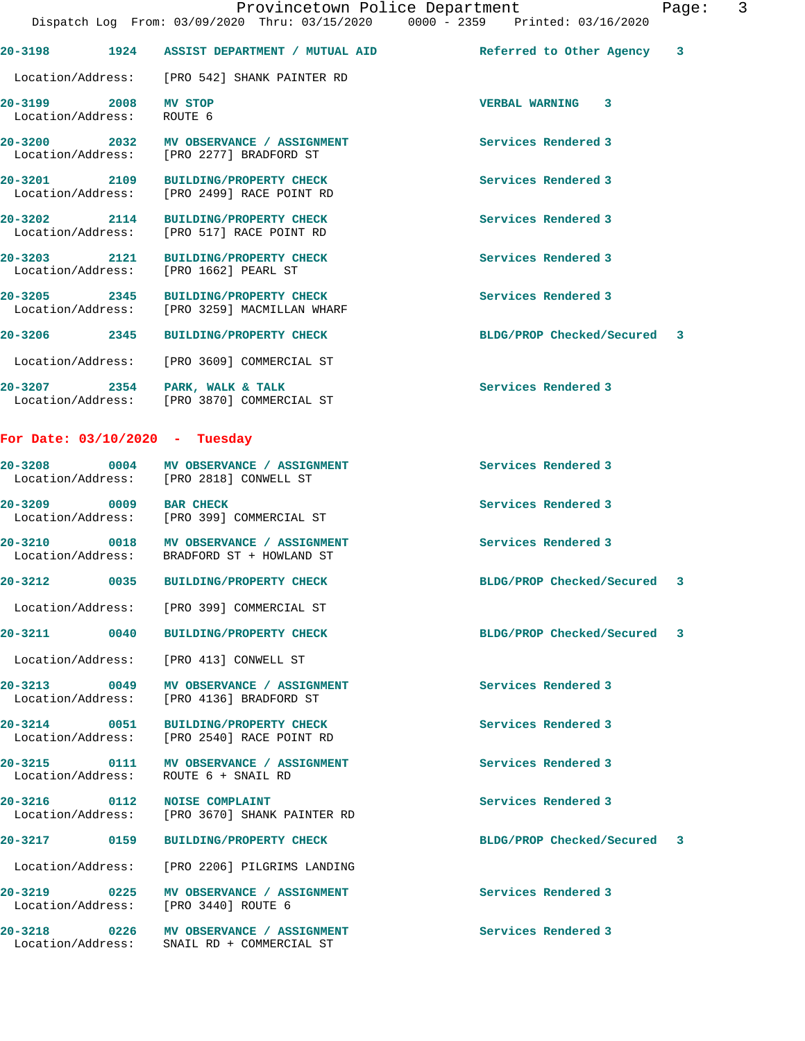| Call # | Time | Call Reason | Action | Priority |
|---|---|---|---|---|
| 20-3198 | 1924 | ASSIST DEPARTMENT / MUTUAL AID | Referred to Other Agency | 3 |

Location/Address: [PRO 542] SHANK PAINTER RD

| Call # | Time | Call Reason | Action | Priority |
|---|---|---|---|---|
| 20-3199 | 2008 | MV STOP | VERBAL WARNING | 3 |

Location/Address: ROUTE 6

| Call # | Time | Call Reason | Action | Priority |
|---|---|---|---|---|
| 20-3200 | 2032 | MV OBSERVANCE / ASSIGNMENT | Services Rendered | 3 |

Location/Address: [PRO 2277] BRADFORD ST

| Call # | Time | Call Reason | Action | Priority |
|---|---|---|---|---|
| 20-3201 | 2109 | BUILDING/PROPERTY CHECK | Services Rendered | 3 |

Location/Address: [PRO 2499] RACE POINT RD

| Call # | Time | Call Reason | Action | Priority |
|---|---|---|---|---|
| 20-3202 | 2114 | BUILDING/PROPERTY CHECK | Services Rendered | 3 |

Location/Address: [PRO 517] RACE POINT RD

| Call # | Time | Call Reason | Action | Priority |
|---|---|---|---|---|
| 20-3203 | 2121 | BUILDING/PROPERTY CHECK | Services Rendered | 3 |

Location/Address: [PRO 1662] PEARL ST

| Call # | Time | Call Reason | Action | Priority |
|---|---|---|---|---|
| 20-3205 | 2345 | BUILDING/PROPERTY CHECK | Services Rendered | 3 |

Location/Address: [PRO 3259] MACMILLAN WHARF

| Call # | Time | Call Reason | Action | Priority |
|---|---|---|---|---|
| 20-3206 | 2345 | BUILDING/PROPERTY CHECK | BLDG/PROP Checked/Secured | 3 |

Location/Address: [PRO 3609] COMMERCIAL ST

| Call # | Time | Call Reason | Action | Priority |
|---|---|---|---|---|
| 20-3207 | 2354 | PARK, WALK & TALK | Services Rendered | 3 |

Location/Address: [PRO 3870] COMMERCIAL ST

## For Date: 03/10/2020 - Tuesday

| Call # | Time | Call Reason | Action | Priority |
|---|---|---|---|---|
| 20-3208 | 0004 | MV OBSERVANCE / ASSIGNMENT | Services Rendered | 3 |

Location/Address: [PRO 2818] CONWELL ST

| Call # | Time | Call Reason | Action | Priority |
|---|---|---|---|---|
| 20-3209 | 0009 | BAR CHECK | Services Rendered | 3 |

Location/Address: [PRO 399] COMMERCIAL ST

| Call # | Time | Call Reason | Action | Priority |
|---|---|---|---|---|
| 20-3210 | 0018 | MV OBSERVANCE / ASSIGNMENT | Services Rendered | 3 |

Location/Address: BRADFORD ST + HOWLAND ST

| Call # | Time | Call Reason | Action | Priority |
|---|---|---|---|---|
| 20-3212 | 0035 | BUILDING/PROPERTY CHECK | BLDG/PROP Checked/Secured | 3 |

Location/Address: [PRO 399] COMMERCIAL ST

| Call # | Time | Call Reason | Action | Priority |
|---|---|---|---|---|
| 20-3211 | 0040 | BUILDING/PROPERTY CHECK | BLDG/PROP Checked/Secured | 3 |

Location/Address: [PRO 413] CONWELL ST

| Call # | Time | Call Reason | Action | Priority |
|---|---|---|---|---|
| 20-3213 | 0049 | MV OBSERVANCE / ASSIGNMENT | Services Rendered | 3 |

Location/Address: [PRO 4136] BRADFORD ST

| Call # | Time | Call Reason | Action | Priority |
|---|---|---|---|---|
| 20-3214 | 0051 | BUILDING/PROPERTY CHECK | Services Rendered | 3 |

Location/Address: [PRO 2540] RACE POINT RD

| Call # | Time | Call Reason | Action | Priority |
|---|---|---|---|---|
| 20-3215 | 0111 | MV OBSERVANCE / ASSIGNMENT | Services Rendered | 3 |

Location/Address: ROUTE 6 + SNAIL RD

| Call # | Time | Call Reason | Action | Priority |
|---|---|---|---|---|
| 20-3216 | 0112 | NOISE COMPLAINT | Services Rendered | 3 |

Location/Address: [PRO 3670] SHANK PAINTER RD

| Call # | Time | Call Reason | Action | Priority |
|---|---|---|---|---|
| 20-3217 | 0159 | BUILDING/PROPERTY CHECK | BLDG/PROP Checked/Secured | 3 |

Location/Address: [PRO 2206] PILGRIMS LANDING

| Call # | Time | Call Reason | Action | Priority |
|---|---|---|---|---|
| 20-3219 | 0225 | MV OBSERVANCE / ASSIGNMENT | Services Rendered | 3 |

Location/Address: [PRO 3440] ROUTE 6

| Call # | Time | Call Reason | Action | Priority |
|---|---|---|---|---|
| 20-3218 | 0226 | MV OBSERVANCE / ASSIGNMENT | Services Rendered | 3 |

Location/Address: SNAIL RD + COMMERCIAL ST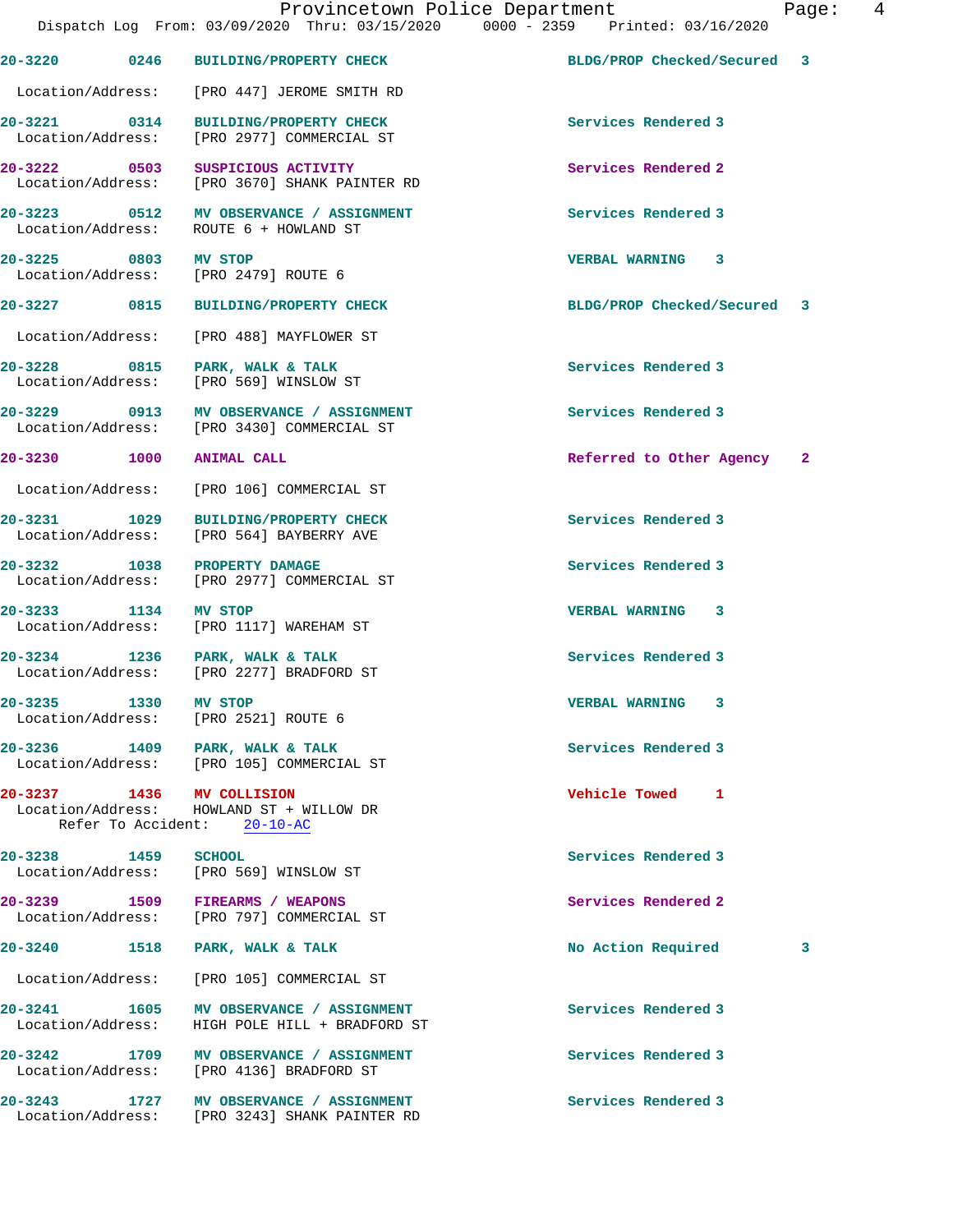Provincetown Police Department

Dispatch Log From: 03/09/2020 Thru: 03/15/2020 0000 - 2359 Printed: 03/16/2020

**20-3220** 0246 **BUILDING/PROPERTY CHECK** — BLDG/PROP Checked/Secured 3
Location/Address: [PRO 447] JEROME SMITH RD

**20-3221** 0314 **BUILDING/PROPERTY CHECK** — Services Rendered 3
Location/Address: [PRO 2977] COMMERCIAL ST

**20-3222** 0503 **SUSPICIOUS ACTIVITY** — Services Rendered 2
Location/Address: [PRO 3670] SHANK PAINTER RD

**20-3223** 0512 **MV OBSERVANCE / ASSIGNMENT** — Services Rendered 3
Location/Address: ROUTE 6 + HOWLAND ST

**20-3225** 0803 **MV STOP** — VERBAL WARNING 3
Location/Address: [PRO 2479] ROUTE 6

**20-3227** 0815 **BUILDING/PROPERTY CHECK** — BLDG/PROP Checked/Secured 3
Location/Address: [PRO 488] MAYFLOWER ST

**20-3228** 0815 **PARK, WALK & TALK** — Services Rendered 3
Location/Address: [PRO 569] WINSLOW ST

**20-3229** 0913 **MV OBSERVANCE / ASSIGNMENT** — Services Rendered 3
Location/Address: [PRO 3430] COMMERCIAL ST

**20-3230** 1000 **ANIMAL CALL** — Referred to Other Agency 2
Location/Address: [PRO 106] COMMERCIAL ST

**20-3231** 1029 **BUILDING/PROPERTY CHECK** — Services Rendered 3
Location/Address: [PRO 564] BAYBERRY AVE

**20-3232** 1038 **PROPERTY DAMAGE** — Services Rendered 3
Location/Address: [PRO 2977] COMMERCIAL ST

**20-3233** 1134 **MV STOP** — VERBAL WARNING 3
Location/Address: [PRO 1117] WAREHAM ST

**20-3234** 1236 **PARK, WALK & TALK** — Services Rendered 3
Location/Address: [PRO 2277] BRADFORD ST

**20-3235** 1330 **MV STOP** — VERBAL WARNING 3
Location/Address: [PRO 2521] ROUTE 6

**20-3236** 1409 **PARK, WALK & TALK** — Services Rendered 3
Location/Address: [PRO 105] COMMERCIAL ST

**20-3237** 1436 **MV COLLISION** — Vehicle Towed 1
Location/Address: HOWLAND ST + WILLOW DR
Refer To Accident: 20-10-AC

**20-3238** 1459 **SCHOOL** — Services Rendered 3
Location/Address: [PRO 569] WINSLOW ST

**20-3239** 1509 **FIREARMS / WEAPONS** — Services Rendered 2
Location/Address: [PRO 797] COMMERCIAL ST

**20-3240** 1518 **PARK, WALK & TALK** — No Action Required 3
Location/Address: [PRO 105] COMMERCIAL ST

**20-3241** 1605 **MV OBSERVANCE / ASSIGNMENT** — Services Rendered 3
Location/Address: HIGH POLE HILL + BRADFORD ST

**20-3242** 1709 **MV OBSERVANCE / ASSIGNMENT** — Services Rendered 3
Location/Address: [PRO 4136] BRADFORD ST

**20-3243** 1727 **MV OBSERVANCE / ASSIGNMENT** — Services Rendered 3
Location/Address: [PRO 3243] SHANK PAINTER RD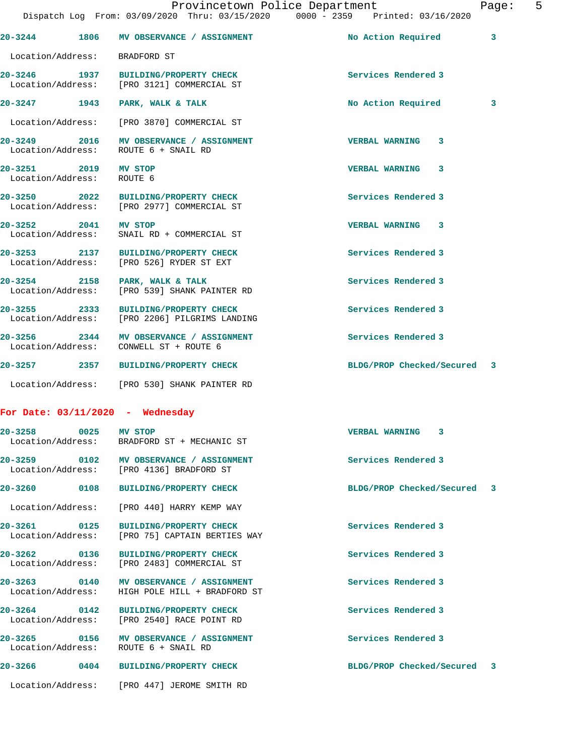20-3244 1806 MV OBSERVANCE / ASSIGNMENT No Action Required 3

Location/Address: BRADFORD ST

20-3246 1937 BUILDING/PROPERTY CHECK Services Rendered 3
Location/Address: [PRO 3121] COMMERCIAL ST

20-3247 1943 PARK, WALK & TALK No Action Required 3

Location/Address: [PRO 3870] COMMERCIAL ST

20-3249 2016 MV OBSERVANCE / ASSIGNMENT VERBAL WARNING 3
Location/Address: ROUTE 6 + SNAIL RD

20-3251 2019 MV STOP VERBAL WARNING 3
Location/Address: ROUTE 6

20-3250 2022 BUILDING/PROPERTY CHECK Services Rendered 3
Location/Address: [PRO 2977] COMMERCIAL ST

20-3252 2041 MV STOP VERBAL WARNING 3
Location/Address: SNAIL RD + COMMERCIAL ST

20-3253 2137 BUILDING/PROPERTY CHECK Services Rendered 3
Location/Address: [PRO 526] RYDER ST EXT

20-3254 2158 PARK, WALK & TALK Services Rendered 3
Location/Address: [PRO 539] SHANK PAINTER RD

20-3255 2333 BUILDING/PROPERTY CHECK Services Rendered 3
Location/Address: [PRO 2206] PILGRIMS LANDING

20-3256 2344 MV OBSERVANCE / ASSIGNMENT Services Rendered 3
Location/Address: CONWELL ST + ROUTE 6

20-3257 2357 BUILDING/PROPERTY CHECK BLDG/PROP Checked/Secured 3

Location/Address: [PRO 530] SHANK PAINTER RD

## For Date: 03/11/2020 - Wednesday

20-3258 0025 MV STOP VERBAL WARNING 3
Location/Address: BRADFORD ST + MECHANIC ST

20-3259 0102 MV OBSERVANCE / ASSIGNMENT Services Rendered 3
Location/Address: [PRO 4136] BRADFORD ST

20-3260 0108 BUILDING/PROPERTY CHECK BLDG/PROP Checked/Secured 3

Location/Address: [PRO 440] HARRY KEMP WAY

20-3261 0125 BUILDING/PROPERTY CHECK Services Rendered 3
Location/Address: [PRO 75] CAPTAIN BERTIES WAY

20-3262 0136 BUILDING/PROPERTY CHECK Services Rendered 3
Location/Address: [PRO 2483] COMMERCIAL ST

20-3263 0140 MV OBSERVANCE / ASSIGNMENT Services Rendered 3
Location/Address: HIGH POLE HILL + BRADFORD ST

20-3264 0142 BUILDING/PROPERTY CHECK Services Rendered 3
Location/Address: [PRO 2540] RACE POINT RD

20-3265 0156 MV OBSERVANCE / ASSIGNMENT Services Rendered 3
Location/Address: ROUTE 6 + SNAIL RD

20-3266 0404 BUILDING/PROPERTY CHECK BLDG/PROP Checked/Secured 3

Location/Address: [PRO 447] JEROME SMITH RD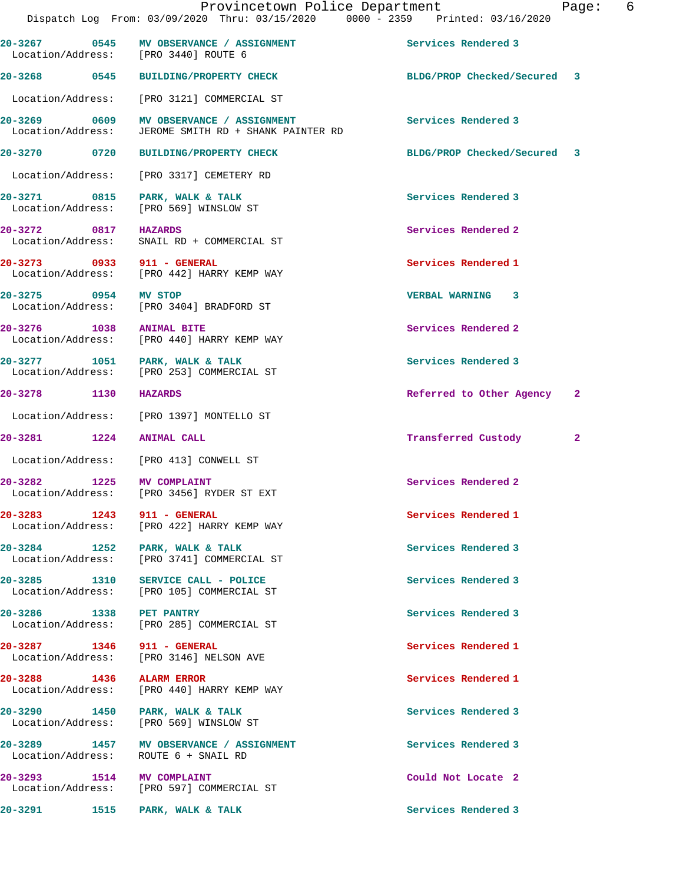# Provincetown Police Department

Dispatch Log From: 03/09/2020 Thru: 03/15/2020 0000 - 2359 Printed: 03/16/2020

| Call Number | Time | Call Reason | Action | Priority |
|---|---|---|---|---|
| 20-3267 | 0545 | MV OBSERVANCE / ASSIGNMENT | Services Rendered | 3 |
| Location/Address: | | [PRO 3440] ROUTE 6 | | |
| 20-3268 | 0545 | BUILDING/PROPERTY CHECK | BLDG/PROP Checked/Secured | 3 |
| Location/Address: | | [PRO 3121] COMMERCIAL ST | | |
| 20-3269 | 0609 | MV OBSERVANCE / ASSIGNMENT | Services Rendered | 3 |
| Location/Address: | | JEROME SMITH RD + SHANK PAINTER RD | | |
| 20-3270 | 0720 | BUILDING/PROPERTY CHECK | BLDG/PROP Checked/Secured | 3 |
| Location/Address: | | [PRO 3317] CEMETERY RD | | |
| 20-3271 | 0815 | PARK, WALK & TALK | Services Rendered | 3 |
| Location/Address: | | [PRO 569] WINSLOW ST | | |
| 20-3272 | 0817 | HAZARDS | Services Rendered | 2 |
| Location/Address: | | SNAIL RD + COMMERCIAL ST | | |
| 20-3273 | 0933 | 911 - GENERAL | Services Rendered | 1 |
| Location/Address: | | [PRO 442] HARRY KEMP WAY | | |
| 20-3275 | 0954 | MV STOP | VERBAL WARNING | 3 |
| Location/Address: | | [PRO 3404] BRADFORD ST | | |
| 20-3276 | 1038 | ANIMAL BITE | Services Rendered | 2 |
| Location/Address: | | [PRO 440] HARRY KEMP WAY | | |
| 20-3277 | 1051 | PARK, WALK & TALK | Services Rendered | 3 |
| Location/Address: | | [PRO 253] COMMERCIAL ST | | |
| 20-3278 | 1130 | HAZARDS | Referred to Other Agency | 2 |
| Location/Address: | | [PRO 1397] MONTELLO ST | | |
| 20-3281 | 1224 | ANIMAL CALL | Transferred Custody | 2 |
| Location/Address: | | [PRO 413] CONWELL ST | | |
| 20-3282 | 1225 | MV COMPLAINT | Services Rendered | 2 |
| Location/Address: | | [PRO 3456] RYDER ST EXT | | |
| 20-3283 | 1243 | 911 - GENERAL | Services Rendered | 1 |
| Location/Address: | | [PRO 422] HARRY KEMP WAY | | |
| 20-3284 | 1252 | PARK, WALK & TALK | Services Rendered | 3 |
| Location/Address: | | [PRO 3741] COMMERCIAL ST | | |
| 20-3285 | 1310 | SERVICE CALL - POLICE | Services Rendered | 3 |
| Location/Address: | | [PRO 105] COMMERCIAL ST | | |
| 20-3286 | 1338 | PET PANTRY | Services Rendered | 3 |
| Location/Address: | | [PRO 285] COMMERCIAL ST | | |
| 20-3287 | 1346 | 911 - GENERAL | Services Rendered | 1 |
| Location/Address: | | [PRO 3146] NELSON AVE | | |
| 20-3288 | 1436 | ALARM ERROR | Services Rendered | 1 |
| Location/Address: | | [PRO 440] HARRY KEMP WAY | | |
| 20-3290 | 1450 | PARK, WALK & TALK | Services Rendered | 3 |
| Location/Address: | | [PRO 569] WINSLOW ST | | |
| 20-3289 | 1457 | MV OBSERVANCE / ASSIGNMENT | Services Rendered | 3 |
| Location/Address: | | ROUTE 6 + SNAIL RD | | |
| 20-3293 | 1514 | MV COMPLAINT | Could Not Locate | 2 |
| Location/Address: | | [PRO 597] COMMERCIAL ST | | |
| 20-3291 | 1515 | PARK, WALK & TALK | Services Rendered | 3 |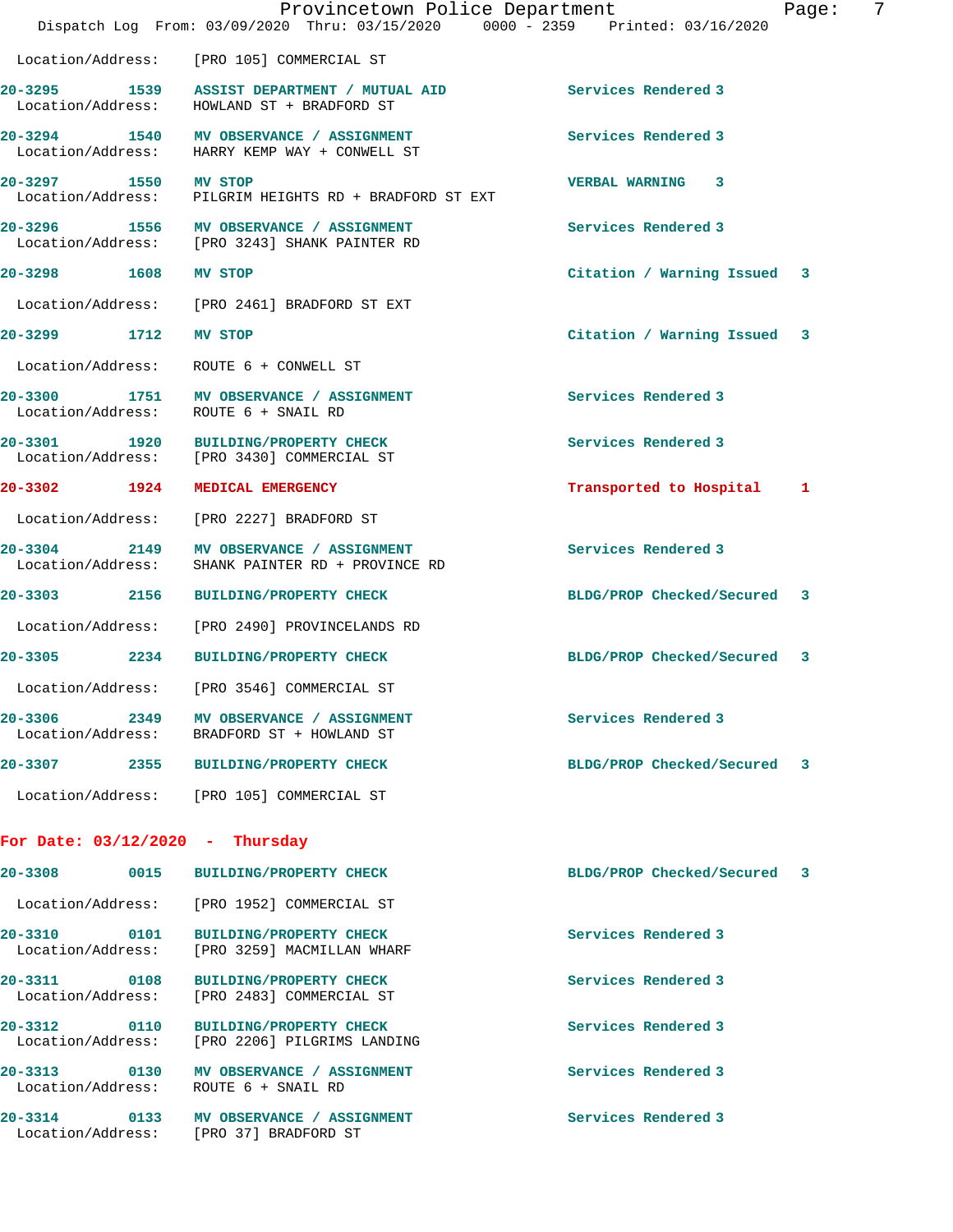Location/Address: [PRO 105] COMMERCIAL ST

**20-3295 1539 ASSIST DEPARTMENT / MUTUAL AID** Services Rendered 3
Location/Address: HOWLAND ST + BRADFORD ST

**20-3294 1540 MV OBSERVANCE / ASSIGNMENT** Services Rendered 3
Location/Address: HARRY KEMP WAY + CONWELL ST

**20-3297 1550 MV STOP** VERBAL WARNING 3
Location/Address: PILGRIM HEIGHTS RD + BRADFORD ST EXT

**20-3296 1556 MV OBSERVANCE / ASSIGNMENT** Services Rendered 3
Location/Address: [PRO 3243] SHANK PAINTER RD

**20-3298 1608 MV STOP** Citation / Warning Issued 3
Location/Address: [PRO 2461] BRADFORD ST EXT

**20-3299 1712 MV STOP** Citation / Warning Issued 3
Location/Address: ROUTE 6 + CONWELL ST

**20-3300 1751 MV OBSERVANCE / ASSIGNMENT** Services Rendered 3
Location/Address: ROUTE 6 + SNAIL RD

**20-3301 1920 BUILDING/PROPERTY CHECK** Services Rendered 3
Location/Address: [PRO 3430] COMMERCIAL ST

**20-3302 1924 MEDICAL EMERGENCY** Transported to Hospital 1
Location/Address: [PRO 2227] BRADFORD ST

**20-3304 2149 MV OBSERVANCE / ASSIGNMENT** Services Rendered 3
Location/Address: SHANK PAINTER RD + PROVINCE RD

**20-3303 2156 BUILDING/PROPERTY CHECK** BLDG/PROP Checked/Secured 3
Location/Address: [PRO 2490] PROVINCELANDS RD

**20-3305 2234 BUILDING/PROPERTY CHECK** BLDG/PROP Checked/Secured 3
Location/Address: [PRO 3546] COMMERCIAL ST

**20-3306 2349 MV OBSERVANCE / ASSIGNMENT** Services Rendered 3
Location/Address: BRADFORD ST + HOWLAND ST

**20-3307 2355 BUILDING/PROPERTY CHECK** BLDG/PROP Checked/Secured 3
Location/Address: [PRO 105] COMMERCIAL ST

## For Date: 03/12/2020 - Thursday

**20-3308 0015 BUILDING/PROPERTY CHECK** BLDG/PROP Checked/Secured 3
Location/Address: [PRO 1952] COMMERCIAL ST

**20-3310 0101 BUILDING/PROPERTY CHECK** Services Rendered 3
Location/Address: [PRO 3259] MACMILLAN WHARF

**20-3311 0108 BUILDING/PROPERTY CHECK** Services Rendered 3
Location/Address: [PRO 2483] COMMERCIAL ST

**20-3312 0110 BUILDING/PROPERTY CHECK** Services Rendered 3
Location/Address: [PRO 2206] PILGRIMS LANDING

**20-3313 0130 MV OBSERVANCE / ASSIGNMENT** Services Rendered 3
Location/Address: ROUTE 6 + SNAIL RD

**20-3314 0133 MV OBSERVANCE / ASSIGNMENT** Services Rendered 3
Location/Address: [PRO 37] BRADFORD ST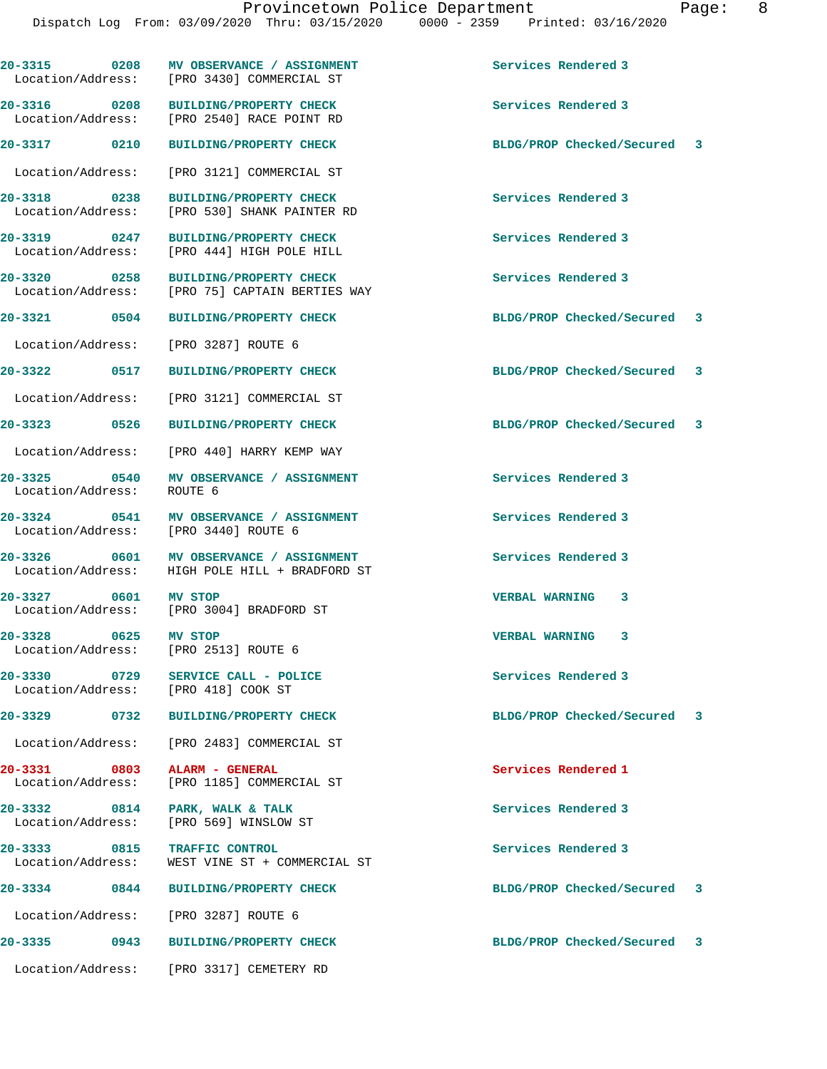| Call # | Time | Call Type | Disposition |
|---|---|---|---|
| 20-3315 | 0208 | MV OBSERVANCE / ASSIGNMENT | Services Rendered 3 |
| Location/Address: | | [PRO 3430] COMMERCIAL ST | |
| 20-3316 | 0208 | BUILDING/PROPERTY CHECK | Services Rendered 3 |
| Location/Address: | | [PRO 2540] RACE POINT RD | |
| 20-3317 | 0210 | BUILDING/PROPERTY CHECK | BLDG/PROP Checked/Secured 3 |
| Location/Address: | | [PRO 3121] COMMERCIAL ST | |
| 20-3318 | 0238 | BUILDING/PROPERTY CHECK | Services Rendered 3 |
| Location/Address: | | [PRO 530] SHANK PAINTER RD | |
| 20-3319 | 0247 | BUILDING/PROPERTY CHECK | Services Rendered 3 |
| Location/Address: | | [PRO 444] HIGH POLE HILL | |
| 20-3320 | 0258 | BUILDING/PROPERTY CHECK | Services Rendered 3 |
| Location/Address: | | [PRO 75] CAPTAIN BERTIES WAY | |
| 20-3321 | 0504 | BUILDING/PROPERTY CHECK | BLDG/PROP Checked/Secured 3 |
| Location/Address: | | [PRO 3287] ROUTE 6 | |
| 20-3322 | 0517 | BUILDING/PROPERTY CHECK | BLDG/PROP Checked/Secured 3 |
| Location/Address: | | [PRO 3121] COMMERCIAL ST | |
| 20-3323 | 0526 | BUILDING/PROPERTY CHECK | BLDG/PROP Checked/Secured 3 |
| Location/Address: | | [PRO 440] HARRY KEMP WAY | |
| 20-3325 | 0540 | MV OBSERVANCE / ASSIGNMENT | Services Rendered 3 |
| Location/Address: | | ROUTE 6 | |
| 20-3324 | 0541 | MV OBSERVANCE / ASSIGNMENT | Services Rendered 3 |
| Location/Address: | | [PRO 3440] ROUTE 6 | |
| 20-3326 | 0601 | MV OBSERVANCE / ASSIGNMENT | Services Rendered 3 |
| Location/Address: | | HIGH POLE HILL + BRADFORD ST | |
| 20-3327 | 0601 | MV STOP | VERBAL WARNING 3 |
| Location/Address: | | [PRO 3004] BRADFORD ST | |
| 20-3328 | 0625 | MV STOP | VERBAL WARNING 3 |
| Location/Address: | | [PRO 2513] ROUTE 6 | |
| 20-3330 | 0729 | SERVICE CALL - POLICE | Services Rendered 3 |
| Location/Address: | | [PRO 418] COOK ST | |
| 20-3329 | 0732 | BUILDING/PROPERTY CHECK | BLDG/PROP Checked/Secured 3 |
| Location/Address: | | [PRO 2483] COMMERCIAL ST | |
| 20-3331 | 0803 | ALARM - GENERAL | Services Rendered 1 |
| Location/Address: | | [PRO 1185] COMMERCIAL ST | |
| 20-3332 | 0814 | PARK, WALK & TALK | Services Rendered 3 |
| Location/Address: | | [PRO 569] WINSLOW ST | |
| 20-3333 | 0815 | TRAFFIC CONTROL | Services Rendered 3 |
| Location/Address: | | WEST VINE ST + COMMERCIAL ST | |
| 20-3334 | 0844 | BUILDING/PROPERTY CHECK | BLDG/PROP Checked/Secured 3 |
| Location/Address: | | [PRO 3287] ROUTE 6 | |
| 20-3335 | 0943 | BUILDING/PROPERTY CHECK | BLDG/PROP Checked/Secured 3 |
| Location/Address: | | [PRO 3317] CEMETERY RD | |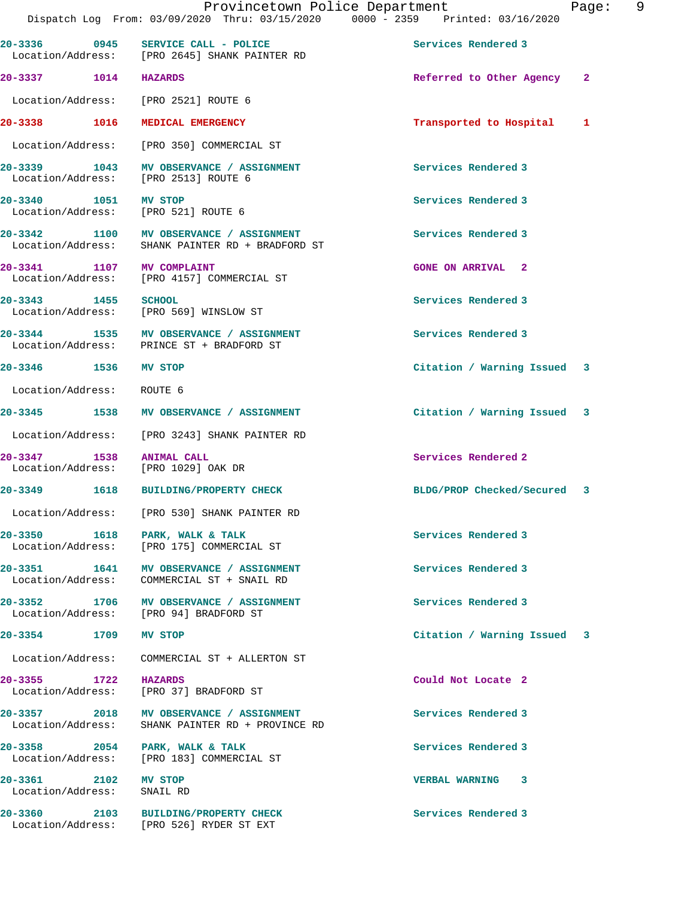| Call Number | Time | Call Reason | Action | Priority |
|---|---|---|---|---|
| 20-3336 | 0945 | SERVICE CALL - POLICE | Services Rendered | 3 |
| Location/Address: | | [PRO 2645] SHANK PAINTER RD | | |
| 20-3337 | 1014 | HAZARDS | Referred to Other Agency | 2 |
| Location/Address: | | [PRO 2521] ROUTE 6 | | |
| 20-3338 | 1016 | MEDICAL EMERGENCY | Transported to Hospital | 1 |
| Location/Address: | | [PRO 350] COMMERCIAL ST | | |
| 20-3339 | 1043 | MV OBSERVANCE / ASSIGNMENT | Services Rendered | 3 |
| Location/Address: | | [PRO 2513] ROUTE 6 | | |
| 20-3340 | 1051 | MV STOP | Services Rendered | 3 |
| Location/Address: | | [PRO 521] ROUTE 6 | | |
| 20-3342 | 1100 | MV OBSERVANCE / ASSIGNMENT | Services Rendered | 3 |
| Location/Address: | | SHANK PAINTER RD + BRADFORD ST | | |
| 20-3341 | 1107 | MV COMPLAINT | GONE ON ARRIVAL | 2 |
| Location/Address: | | [PRO 4157] COMMERCIAL ST | | |
| 20-3343 | 1455 | SCHOOL | Services Rendered | 3 |
| Location/Address: | | [PRO 569] WINSLOW ST | | |
| 20-3344 | 1535 | MV OBSERVANCE / ASSIGNMENT | Services Rendered | 3 |
| Location/Address: | | PRINCE ST + BRADFORD ST | | |
| 20-3346 | 1536 | MV STOP | Citation / Warning Issued | 3 |
| Location/Address: | | ROUTE 6 | | |
| 20-3345 | 1538 | MV OBSERVANCE / ASSIGNMENT | Citation / Warning Issued | 3 |
| Location/Address: | | [PRO 3243] SHANK PAINTER RD | | |
| 20-3347 | 1538 | ANIMAL CALL | Services Rendered | 2 |
| Location/Address: | | [PRO 1029] OAK DR | | |
| 20-3349 | 1618 | BUILDING/PROPERTY CHECK | BLDG/PROP Checked/Secured | 3 |
| Location/Address: | | [PRO 530] SHANK PAINTER RD | | |
| 20-3350 | 1618 | PARK, WALK & TALK | Services Rendered | 3 |
| Location/Address: | | [PRO 175] COMMERCIAL ST | | |
| 20-3351 | 1641 | MV OBSERVANCE / ASSIGNMENT | Services Rendered | 3 |
| Location/Address: | | COMMERCIAL ST + SNAIL RD | | |
| 20-3352 | 1706 | MV OBSERVANCE / ASSIGNMENT | Services Rendered | 3 |
| Location/Address: | | [PRO 94] BRADFORD ST | | |
| 20-3354 | 1709 | MV STOP | Citation / Warning Issued | 3 |
| Location/Address: | | COMMERCIAL ST + ALLERTON ST | | |
| 20-3355 | 1722 | HAZARDS | Could Not Locate | 2 |
| Location/Address: | | [PRO 37] BRADFORD ST | | |
| 20-3357 | 2018 | MV OBSERVANCE / ASSIGNMENT | Services Rendered | 3 |
| Location/Address: | | SHANK PAINTER RD + PROVINCE RD | | |
| 20-3358 | 2054 | PARK, WALK & TALK | Services Rendered | 3 |
| Location/Address: | | [PRO 183] COMMERCIAL ST | | |
| 20-3361 | 2102 | MV STOP | VERBAL WARNING | 3 |
| Location/Address: | | SNAIL RD | | |
| 20-3360 | 2103 | BUILDING/PROPERTY CHECK | Services Rendered | 3 |
| Location/Address: | | [PRO 526] RYDER ST EXT | | |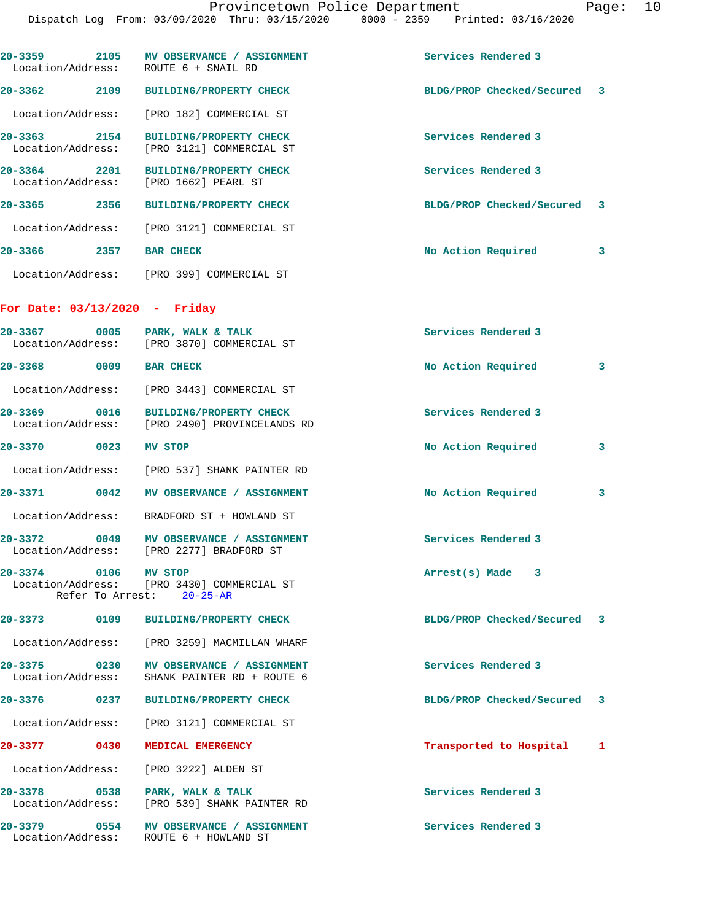20-3359 2105 MV OBSERVANCE / ASSIGNMENT Services Rendered 3
Location/Address: ROUTE 6 + SNAIL RD

20-3362 2109 BUILDING/PROPERTY CHECK BLDG/PROP Checked/Secured 3
Location/Address: [PRO 182] COMMERCIAL ST

20-3363 2154 BUILDING/PROPERTY CHECK Services Rendered 3
Location/Address: [PRO 3121] COMMERCIAL ST

20-3364 2201 BUILDING/PROPERTY CHECK Services Rendered 3
Location/Address: [PRO 1662] PEARL ST

20-3365 2356 BUILDING/PROPERTY CHECK BLDG/PROP Checked/Secured 3
Location/Address: [PRO 3121] COMMERCIAL ST

20-3366 2357 BAR CHECK No Action Required 3
Location/Address: [PRO 399] COMMERCIAL ST

## For Date: 03/13/2020 - Friday

20-3367 0005 PARK, WALK & TALK Services Rendered 3
Location/Address: [PRO 3870] COMMERCIAL ST

20-3368 0009 BAR CHECK No Action Required 3
Location/Address: [PRO 3443] COMMERCIAL ST

20-3369 0016 BUILDING/PROPERTY CHECK Services Rendered 3
Location/Address: [PRO 2490] PROVINCELANDS RD

20-3370 0023 MV STOP No Action Required 3
Location/Address: [PRO 537] SHANK PAINTER RD

20-3371 0042 MV OBSERVANCE / ASSIGNMENT No Action Required 3
Location/Address: BRADFORD ST + HOWLAND ST

20-3372 0049 MV OBSERVANCE / ASSIGNMENT Services Rendered 3
Location/Address: [PRO 2277] BRADFORD ST

20-3374 0106 MV STOP Arrest(s) Made 3
Location/Address: [PRO 3430] COMMERCIAL ST
Refer To Arrest: 20-25-AR

20-3373 0109 BUILDING/PROPERTY CHECK BLDG/PROP Checked/Secured 3
Location/Address: [PRO 3259] MACMILLAN WHARF

20-3375 0230 MV OBSERVANCE / ASSIGNMENT Services Rendered 3
Location/Address: SHANK PAINTER RD + ROUTE 6

20-3376 0237 BUILDING/PROPERTY CHECK BLDG/PROP Checked/Secured 3
Location/Address: [PRO 3121] COMMERCIAL ST

20-3377 0430 MEDICAL EMERGENCY Transported to Hospital 1
Location/Address: [PRO 3222] ALDEN ST

20-3378 0538 PARK, WALK & TALK Services Rendered 3
Location/Address: [PRO 539] SHANK PAINTER RD

20-3379 0554 MV OBSERVANCE / ASSIGNMENT Services Rendered 3
Location/Address: ROUTE 6 + HOWLAND ST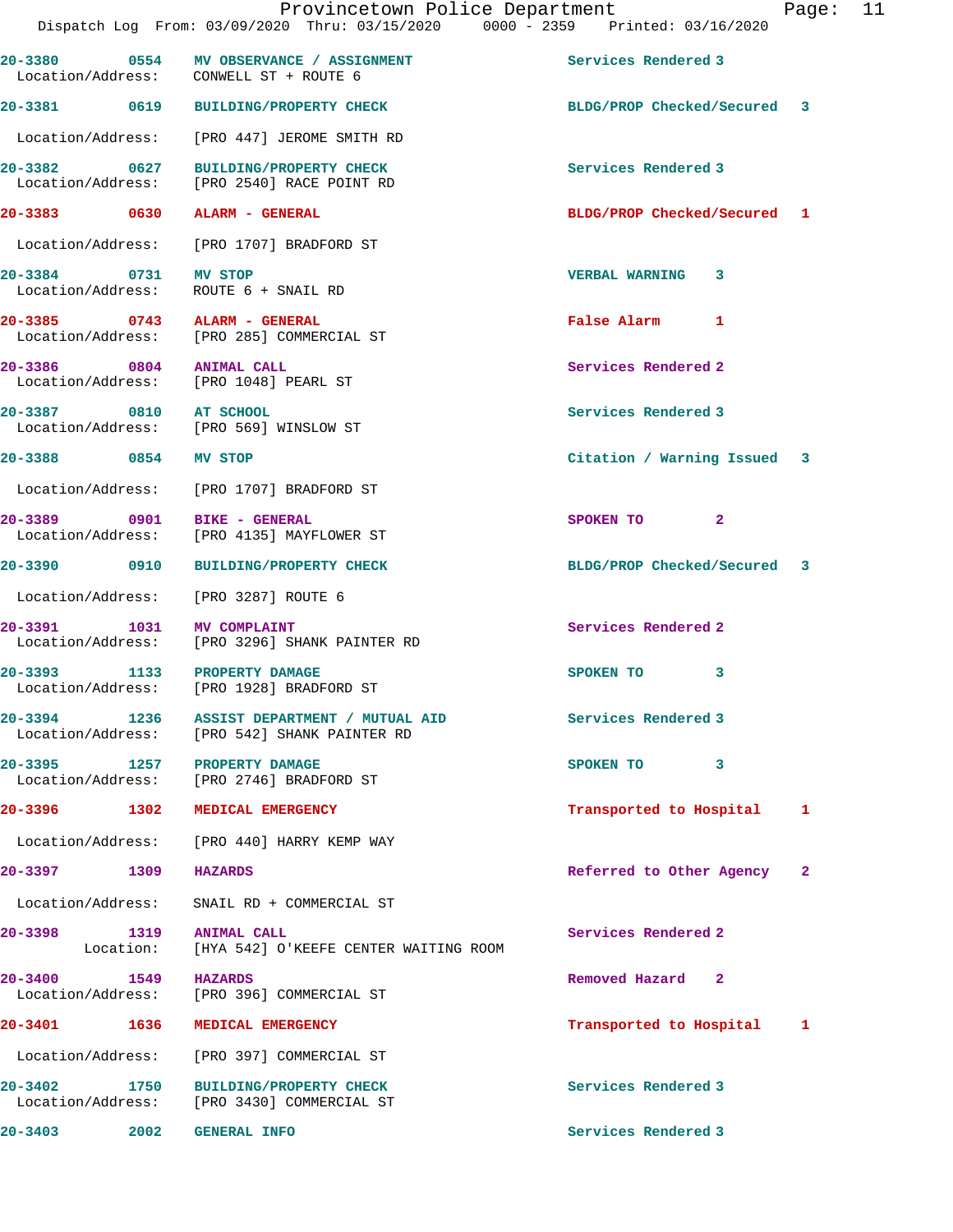20-3380 0554 MV OBSERVANCE / ASSIGNMENT Services Rendered 3
Location/Address: CONWELL ST + ROUTE 6

20-3381 0619 BUILDING/PROPERTY CHECK BLDG/PROP Checked/Secured 3
Location/Address: [PRO 447] JEROME SMITH RD

20-3382 0627 BUILDING/PROPERTY CHECK Services Rendered 3
Location/Address: [PRO 2540] RACE POINT RD

20-3383 0630 ALARM - GENERAL BLDG/PROP Checked/Secured 1
Location/Address: [PRO 1707] BRADFORD ST

20-3384 0731 MV STOP VERBAL WARNING 3
Location/Address: ROUTE 6 + SNAIL RD

20-3385 0743 ALARM - GENERAL False Alarm 1
Location/Address: [PRO 285] COMMERCIAL ST

20-3386 0804 ANIMAL CALL Services Rendered 2
Location/Address: [PRO 1048] PEARL ST

20-3387 0810 AT SCHOOL Services Rendered 3
Location/Address: [PRO 569] WINSLOW ST

20-3388 0854 MV STOP Citation / Warning Issued 3
Location/Address: [PRO 1707] BRADFORD ST

20-3389 0901 BIKE - GENERAL SPOKEN TO 2
Location/Address: [PRO 4135] MAYFLOWER ST

20-3390 0910 BUILDING/PROPERTY CHECK BLDG/PROP Checked/Secured 3
Location/Address: [PRO 3287] ROUTE 6

20-3391 1031 MV COMPLAINT Services Rendered 2
Location/Address: [PRO 3296] SHANK PAINTER RD

20-3393 1133 PROPERTY DAMAGE SPOKEN TO 3
Location/Address: [PRO 1928] BRADFORD ST

20-3394 1236 ASSIST DEPARTMENT / MUTUAL AID Services Rendered 3
Location/Address: [PRO 542] SHANK PAINTER RD

20-3395 1257 PROPERTY DAMAGE SPOKEN TO 3
Location/Address: [PRO 2746] BRADFORD ST

20-3396 1302 MEDICAL EMERGENCY Transported to Hospital 1
Location/Address: [PRO 440] HARRY KEMP WAY

20-3397 1309 HAZARDS Referred to Other Agency 2
Location/Address: SNAIL RD + COMMERCIAL ST

20-3398 1319 ANIMAL CALL Services Rendered 2
Location: [HYA 542] O'KEEFE CENTER WAITING ROOM

20-3400 1549 HAZARDS Removed Hazard 2
Location/Address: [PRO 396] COMMERCIAL ST

20-3401 1636 MEDICAL EMERGENCY Transported to Hospital 1
Location/Address: [PRO 397] COMMERCIAL ST

20-3402 1750 BUILDING/PROPERTY CHECK Services Rendered 3
Location/Address: [PRO 3430] COMMERCIAL ST

20-3403 2002 GENERAL INFO Services Rendered 3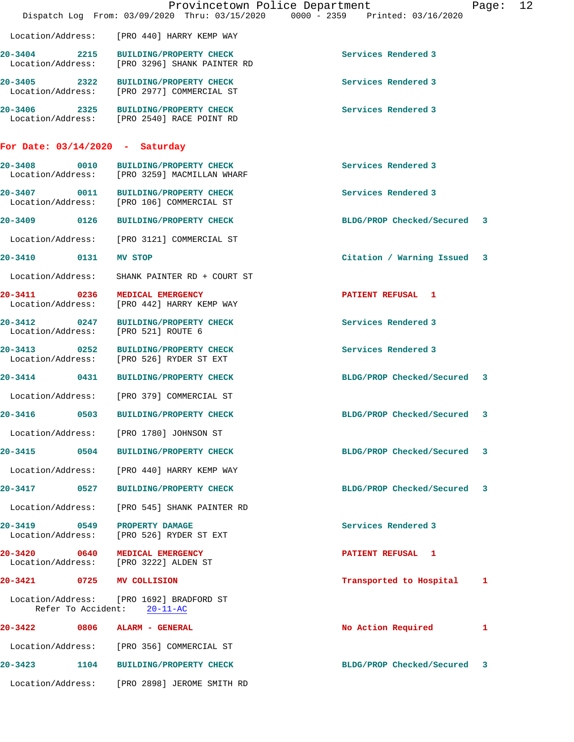Location/Address: [PRO 440] HARRY KEMP WAY

**20-3404** 2215 **BUILDING/PROPERTY CHECK** Services Rendered 3
Location/Address: [PRO 3296] SHANK PAINTER RD

**20-3405** 2322 **BUILDING/PROPERTY CHECK** Services Rendered 3
Location/Address: [PRO 2977] COMMERCIAL ST

**20-3406** 2325 **BUILDING/PROPERTY CHECK** Services Rendered 3
Location/Address: [PRO 2540] RACE POINT RD

## For Date: 03/14/2020 - Saturday

**20-3408** 0010 **BUILDING/PROPERTY CHECK** Services Rendered 3
Location/Address: [PRO 3259] MACMILLAN WHARF

**20-3407** 0011 **BUILDING/PROPERTY CHECK** Services Rendered 3
Location/Address: [PRO 106] COMMERCIAL ST

**20-3409** 0126 **BUILDING/PROPERTY CHECK** BLDG/PROP Checked/Secured 3
Location/Address: [PRO 3121] COMMERCIAL ST

**20-3410** 0131 **MV STOP** Citation / Warning Issued 3
Location/Address: SHANK PAINTER RD + COURT ST

**20-3411** 0236 **MEDICAL EMERGENCY** PATIENT REFUSAL 1
Location/Address: [PRO 442] HARRY KEMP WAY

**20-3412** 0247 **BUILDING/PROPERTY CHECK** Services Rendered 3
Location/Address: [PRO 521] ROUTE 6

**20-3413** 0252 **BUILDING/PROPERTY CHECK** Services Rendered 3
Location/Address: [PRO 526] RYDER ST EXT

**20-3414** 0431 **BUILDING/PROPERTY CHECK** BLDG/PROP Checked/Secured 3
Location/Address: [PRO 379] COMMERCIAL ST

**20-3416** 0503 **BUILDING/PROPERTY CHECK** BLDG/PROP Checked/Secured 3
Location/Address: [PRO 1780] JOHNSON ST

**20-3415** 0504 **BUILDING/PROPERTY CHECK** BLDG/PROP Checked/Secured 3
Location/Address: [PRO 440] HARRY KEMP WAY

**20-3417** 0527 **BUILDING/PROPERTY CHECK** BLDG/PROP Checked/Secured 3
Location/Address: [PRO 545] SHANK PAINTER RD

**20-3419** 0549 **PROPERTY DAMAGE** Services Rendered 3
Location/Address: [PRO 526] RYDER ST EXT

**20-3420** 0640 **MEDICAL EMERGENCY** PATIENT REFUSAL 1
Location/Address: [PRO 3222] ALDEN ST

**20-3421** 0725 **MV COLLISION** Transported to Hospital 1
Location/Address: [PRO 1692] BRADFORD ST
Refer To Accident: 20-11-AC

**20-3422** 0806 **ALARM - GENERAL** No Action Required 1
Location/Address: [PRO 356] COMMERCIAL ST

**20-3423** 1104 **BUILDING/PROPERTY CHECK** BLDG/PROP Checked/Secured 3
Location/Address: [PRO 2898] JEROME SMITH RD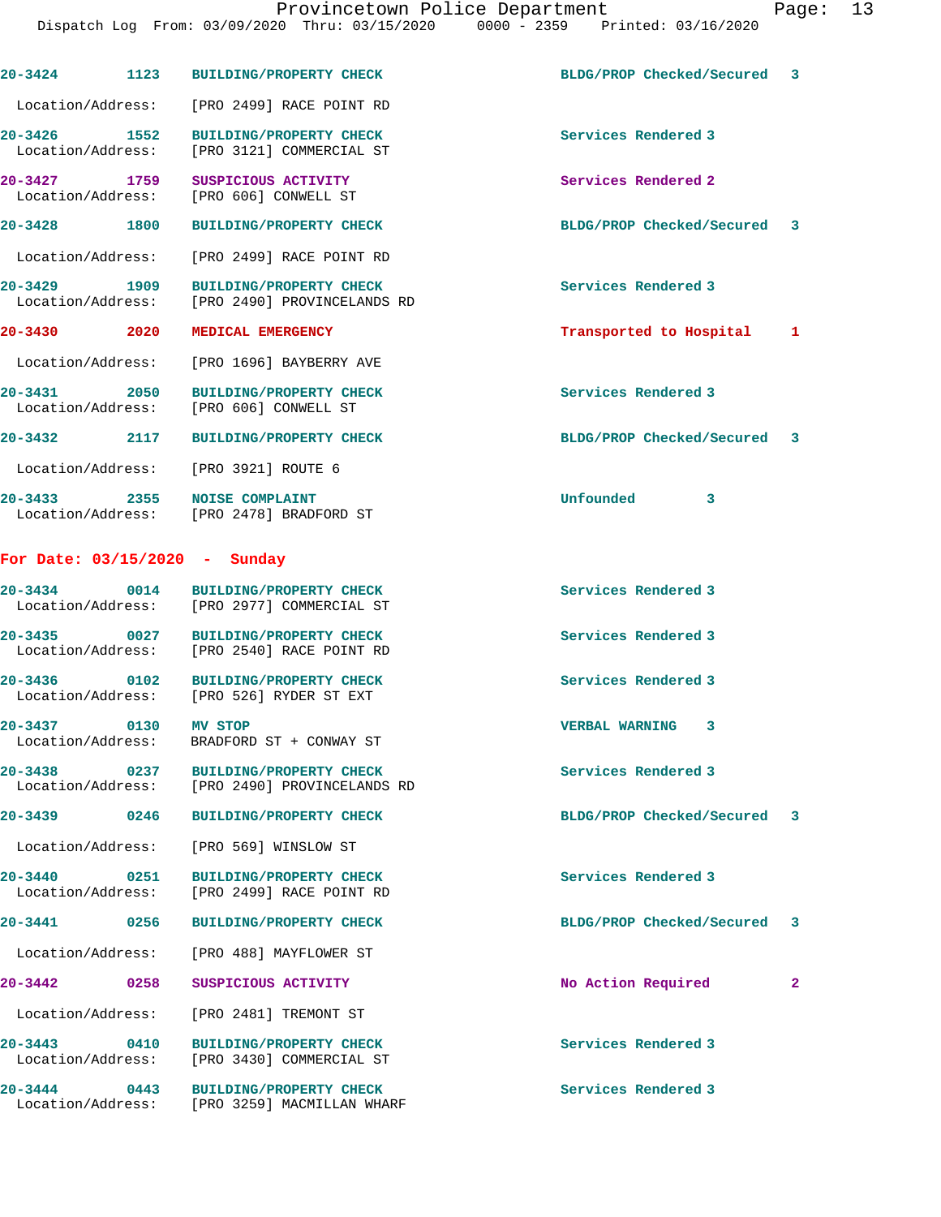20-3424 1123 BUILDING/PROPERTY CHECK BLDG/PROP Checked/Secured 3
Location/Address: [PRO 2499] RACE POINT RD

20-3426 1552 BUILDING/PROPERTY CHECK Services Rendered 3
Location/Address: [PRO 3121] COMMERCIAL ST

20-3427 1759 SUSPICIOUS ACTIVITY Services Rendered 2
Location/Address: [PRO 606] CONWELL ST

20-3428 1800 BUILDING/PROPERTY CHECK BLDG/PROP Checked/Secured 3
Location/Address: [PRO 2499] RACE POINT RD

20-3429 1909 BUILDING/PROPERTY CHECK Services Rendered 3
Location/Address: [PRO 2490] PROVINCELANDS RD

20-3430 2020 MEDICAL EMERGENCY Transported to Hospital 1
Location/Address: [PRO 1696] BAYBERRY AVE

20-3431 2050 BUILDING/PROPERTY CHECK Services Rendered 3
Location/Address: [PRO 606] CONWELL ST

20-3432 2117 BUILDING/PROPERTY CHECK BLDG/PROP Checked/Secured 3
Location/Address: [PRO 3921] ROUTE 6

20-3433 2355 NOISE COMPLAINT Unfounded 3
Location/Address: [PRO 2478] BRADFORD ST

## For Date: 03/15/2020 - Sunday

20-3434 0014 BUILDING/PROPERTY CHECK Services Rendered 3
Location/Address: [PRO 2977] COMMERCIAL ST

20-3435 0027 BUILDING/PROPERTY CHECK Services Rendered 3
Location/Address: [PRO 2540] RACE POINT RD

20-3436 0102 BUILDING/PROPERTY CHECK Services Rendered 3
Location/Address: [PRO 526] RYDER ST EXT

20-3437 0130 MV STOP VERBAL WARNING 3
Location/Address: BRADFORD ST + CONWAY ST

20-3438 0237 BUILDING/PROPERTY CHECK Services Rendered 3
Location/Address: [PRO 2490] PROVINCELANDS RD

20-3439 0246 BUILDING/PROPERTY CHECK BLDG/PROP Checked/Secured 3
Location/Address: [PRO 569] WINSLOW ST

20-3440 0251 BUILDING/PROPERTY CHECK Services Rendered 3
Location/Address: [PRO 2499] RACE POINT RD

20-3441 0256 BUILDING/PROPERTY CHECK BLDG/PROP Checked/Secured 3
Location/Address: [PRO 488] MAYFLOWER ST

20-3442 0258 SUSPICIOUS ACTIVITY No Action Required 2
Location/Address: [PRO 2481] TREMONT ST

20-3443 0410 BUILDING/PROPERTY CHECK Services Rendered 3
Location/Address: [PRO 3430] COMMERCIAL ST

20-3444 0443 BUILDING/PROPERTY CHECK Services Rendered 3
Location/Address: [PRO 3259] MACMILLAN WHARF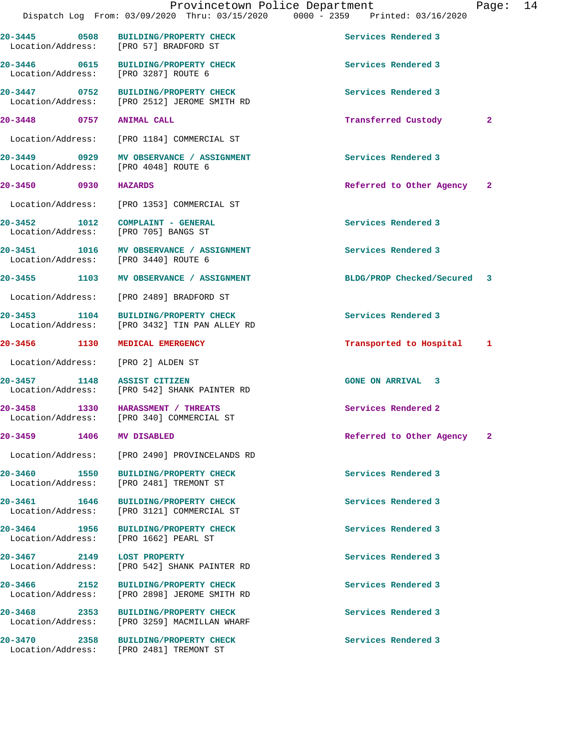20-3445 0508 BUILDING/PROPERTY CHECK Services Rendered 3
Location/Address: [PRO 57] BRADFORD ST

20-3446 0615 BUILDING/PROPERTY CHECK Services Rendered 3
Location/Address: [PRO 3287] ROUTE 6

20-3447 0752 BUILDING/PROPERTY CHECK Services Rendered 3
Location/Address: [PRO 2512] JEROME SMITH RD

20-3448 0757 ANIMAL CALL Transferred Custody 2
Location/Address: [PRO 1184] COMMERCIAL ST

20-3449 0929 MV OBSERVANCE / ASSIGNMENT Services Rendered 3
Location/Address: [PRO 4048] ROUTE 6

20-3450 0930 HAZARDS Referred to Other Agency 2
Location/Address: [PRO 1353] COMMERCIAL ST

20-3452 1012 COMPLAINT - GENERAL Services Rendered 3
Location/Address: [PRO 705] BANGS ST

20-3451 1016 MV OBSERVANCE / ASSIGNMENT Services Rendered 3
Location/Address: [PRO 3440] ROUTE 6

20-3455 1103 MV OBSERVANCE / ASSIGNMENT BLDG/PROP Checked/Secured 3
Location/Address: [PRO 2489] BRADFORD ST

20-3453 1104 BUILDING/PROPERTY CHECK Services Rendered 3
Location/Address: [PRO 3432] TIN PAN ALLEY RD

20-3456 1130 MEDICAL EMERGENCY Transported to Hospital 1
Location/Address: [PRO 2] ALDEN ST

20-3457 1148 ASSIST CITIZEN GONE ON ARRIVAL 3
Location/Address: [PRO 542] SHANK PAINTER RD

20-3458 1330 HARASSMENT / THREATS Services Rendered 2
Location/Address: [PRO 340] COMMERCIAL ST

20-3459 1406 MV DISABLED Referred to Other Agency 2
Location/Address: [PRO 2490] PROVINCELANDS RD

20-3460 1550 BUILDING/PROPERTY CHECK Services Rendered 3
Location/Address: [PRO 2481] TREMONT ST

20-3461 1646 BUILDING/PROPERTY CHECK Services Rendered 3
Location/Address: [PRO 3121] COMMERCIAL ST

20-3464 1956 BUILDING/PROPERTY CHECK Services Rendered 3
Location/Address: [PRO 1662] PEARL ST

20-3467 2149 LOST PROPERTY Services Rendered 3
Location/Address: [PRO 542] SHANK PAINTER RD

20-3466 2152 BUILDING/PROPERTY CHECK Services Rendered 3
Location/Address: [PRO 2898] JEROME SMITH RD

20-3468 2353 BUILDING/PROPERTY CHECK Services Rendered 3
Location/Address: [PRO 3259] MACMILLAN WHARF

20-3470 2358 BUILDING/PROPERTY CHECK Services Rendered 3
Location/Address: [PRO 2481] TREMONT ST